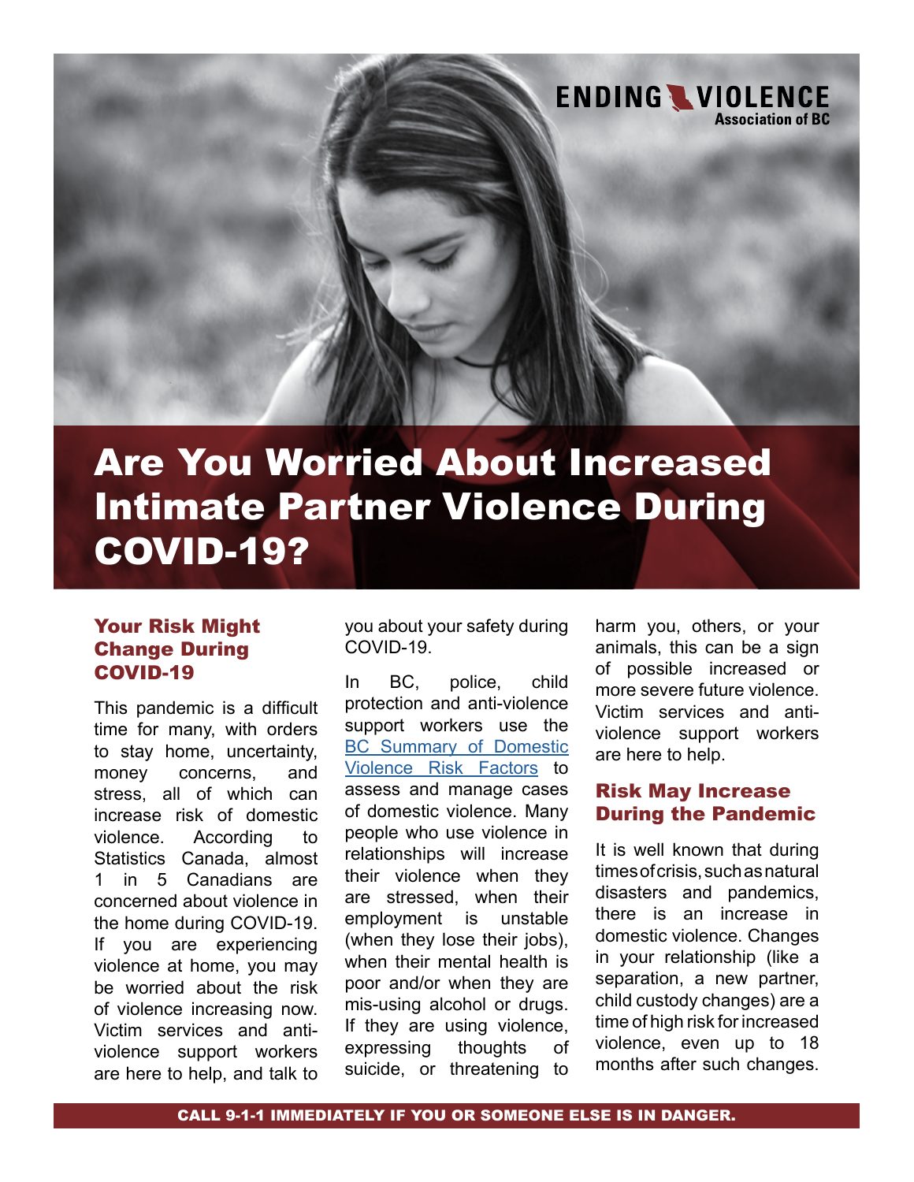ENDING VIOLENCE Association of BC

# Are You Worried About Increased Intimate Partner Violence During COVID-19?

## Your Risk Might Change During COVID-19

This pandemic is a difficult time for many, with orders to stay home, uncertainty, money concerns, and stress, all of which can increase risk of domestic violence. According to Statistics Canada, almost 1 in 5 Canadians are concerned about violence in the home during COVID-19. If you are experiencing violence at home, you may be worried about the risk of violence increasing now. Victim services and anti-violence support workers are here to help, and talk to you about your safety during COVID-19.

In BC, police, child protection and anti-violence support workers use the [BC Summary of Domestic Violence Risk Factors] to assess and manage cases of domestic violence. Many people who use violence in relationships will increase their violence when they are stressed, when their employment is unstable (when they lose their jobs), when their mental health is poor and/or when they are mis-using alcohol or drugs. If they are using violence, expressing thoughts of suicide, or threatening to harm you, others, or your animals, this can be a sign of possible increased or more severe future violence. Victim services and anti-violence support workers are here to help.

## Risk May Increase During the Pandemic

It is well known that during times of crisis, such as natural disasters and pandemics, there is an increase in domestic violence. Changes in your relationship (like a separation, a new partner, child custody changes) are a time of high risk for increased violence, even up to 18 months after such changes.

**CALL 9-1-1 IMMEDIATELY IF YOU OR SOMEONE ELSE IS IN DANGER.**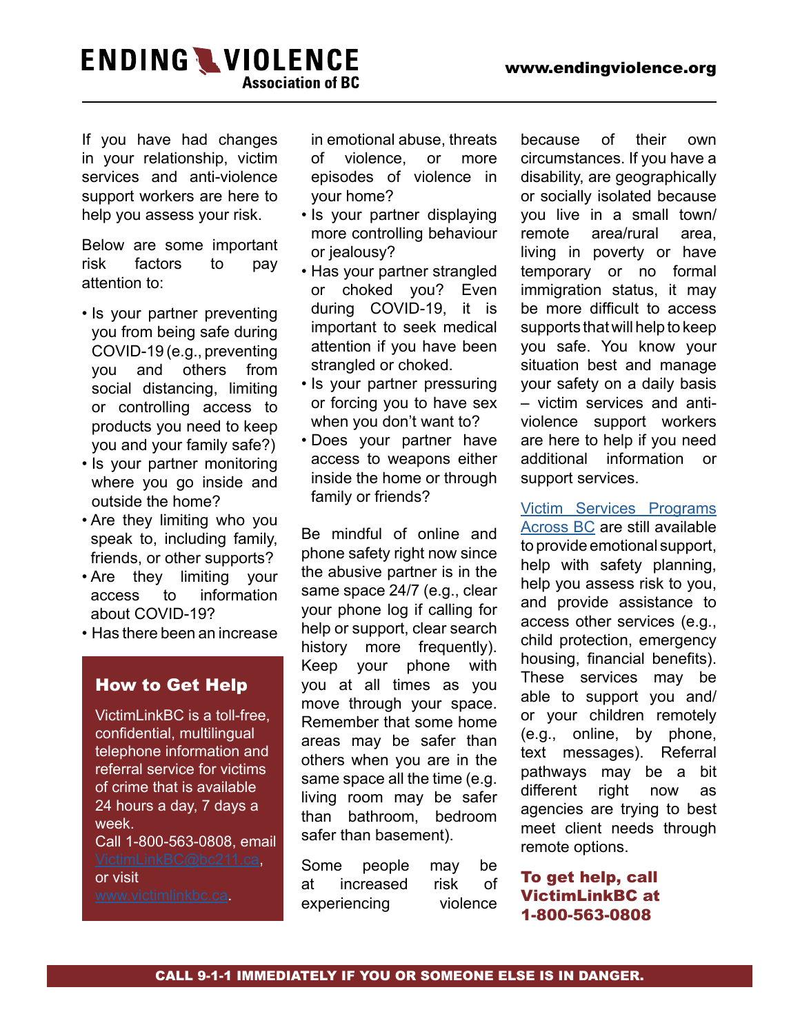If you have had changes in your relationship, victim services and anti-violence support workers are here to help you assess your risk.

Below are some important risk factors to pay attention to:

- Is your partner preventing you from being safe during COVID-19 (e.g., preventing you and others from social distancing, limiting or controlling access to products you need to keep you and your family safe?)
- Is your partner monitoring where you go inside and outside the home?
- Are they limiting who you speak to, including family, friends, or other supports?
- Are they limiting your access to information about COVID-19?
- Has there been an increase in emotional abuse, threats of violence, or more episodes of violence in your home?
- Is your partner displaying more controlling behaviour or jealousy?
- Has your partner strangled or choked you? Even during COVID-19, it is important to seek medical attention if you have been strangled or choked.
- Is your partner pressuring or forcing you to have sex when you don't want to?
- Does your partner have access to weapons either inside the home or through family or friends?

## How to Get Help

VictimLinkBC is a toll-free, confidential, multilingual telephone information and referral service for victims of crime that is available 24 hours a day, 7 days a week.
Call 1-800-563-0808, email VictimLinkBC@bc211.ca, or visit www.victimlinkbc.ca.

Be mindful of online and phone safety right now since the abusive partner is in the same space 24/7 (e.g., clear your phone log if calling for help or support, clear search history more frequently). Keep your phone with you at all times as you move through your space. Remember that some home areas may be safer than others when you are in the same space all the time (e.g. living room may be safer than bathroom, bedroom safer than basement).

Some people may be at increased risk of experiencing violence because of their own circumstances. If you have a disability, are geographically or socially isolated because you live in a small town/remote area/rural area, living in poverty or have temporary or no formal immigration status, it may be more difficult to access supports that will help to keep you safe. You know your situation best and manage your safety on a daily basis – victim services and anti-violence support workers are here to help if you need additional information or support services.

Victim Services Programs Across BC are still available to provide emotional support, help with safety planning, help you assess risk to you, and provide assistance to access other services (e.g., child protection, emergency housing, financial benefits). These services may be able to support you and/or your children remotely (e.g., online, by phone, text messages). Referral pathways may be a bit different right now as agencies are trying to best meet client needs through remote options.

**To get help, call VictimLinkBC at 1-800-563-0808**

**CALL 9-1-1 IMMEDIATELY IF YOU OR SOMEONE ELSE IS IN DANGER.**